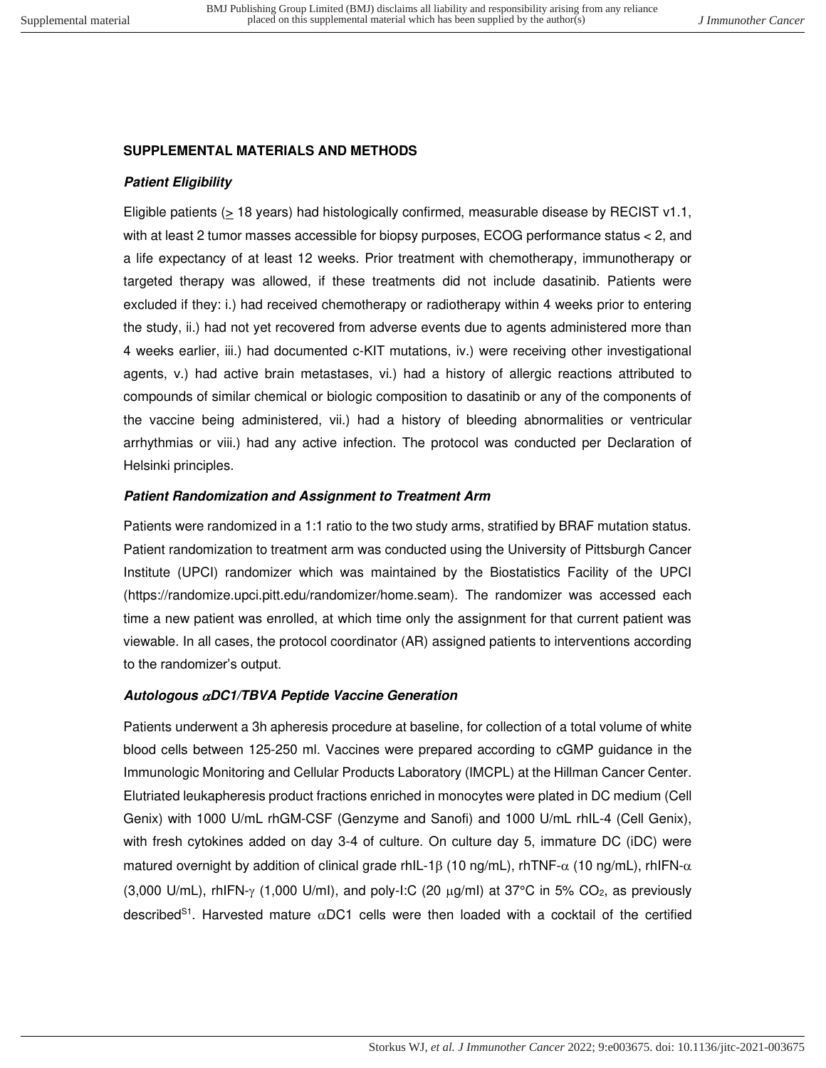## SUPPLEMENTAL MATERIALS AND METHODS

### *Patient Eligibility*

Eligible patients (≥ 18 years) had histologically confirmed, measurable disease by RECIST v1.1, with at least 2 tumor masses accessible for biopsy purposes, ECOG performance status < 2, and a life expectancy of at least 12 weeks. Prior treatment with chemotherapy, immunotherapy or targeted therapy was allowed, if these treatments did not include dasatinib. Patients were excluded if they: i.) had received chemotherapy or radiotherapy within 4 weeks prior to entering the study, ii.) had not yet recovered from adverse events due to agents administered more than 4 weeks earlier, iii.) had documented c-KIT mutations, iv.) were receiving other investigational agents, v.) had active brain metastases, vi.) had a history of allergic reactions attributed to compounds of similar chemical or biologic composition to dasatinib or any of the components of the vaccine being administered, vii.) had a history of bleeding abnormalities or ventricular arrhythmias or viii.) had any active infection. The protocol was conducted per Declaration of Helsinki principles.

### *Patient Randomization and Assignment to Treatment Arm*

Patients were randomized in a 1:1 ratio to the two study arms, stratified by BRAF mutation status. Patient randomization to treatment arm was conducted using the University of Pittsburgh Cancer Institute (UPCI) randomizer which was maintained by the Biostatistics Facility of the UPCI (https://randomize.upci.pitt.edu/randomizer/home.seam). The randomizer was accessed each time a new patient was enrolled, at which time only the assignment for that current patient was viewable. In all cases, the protocol coordinator (AR) assigned patients to interventions according to the randomizer's output.

### *Autologous αDC1/TBVA Peptide Vaccine Generation*

Patients underwent a 3h apheresis procedure at baseline, for collection of a total volume of white blood cells between 125-250 ml. Vaccines were prepared according to cGMP guidance in the Immunologic Monitoring and Cellular Products Laboratory (IMCPL) at the Hillman Cancer Center. Elutriated leukapheresis product fractions enriched in monocytes were plated in DC medium (Cell Genix) with 1000 U/mL rhGM-CSF (Genzyme and Sanofi) and 1000 U/mL rhIL-4 (Cell Genix), with fresh cytokines added on day 3-4 of culture. On culture day 5, immature DC (iDC) were matured overnight by addition of clinical grade rhIL-1β (10 ng/mL), rhTNF-α (10 ng/mL), rhIFN-α (3,000 U/mL), rhIFN-γ (1,000 U/ml), and poly-I:C (20 μg/ml) at 37°C in 5% $CO_2$, as previously described[S1]. Harvested mature αDC1 cells were then loaded with a cocktail of the certified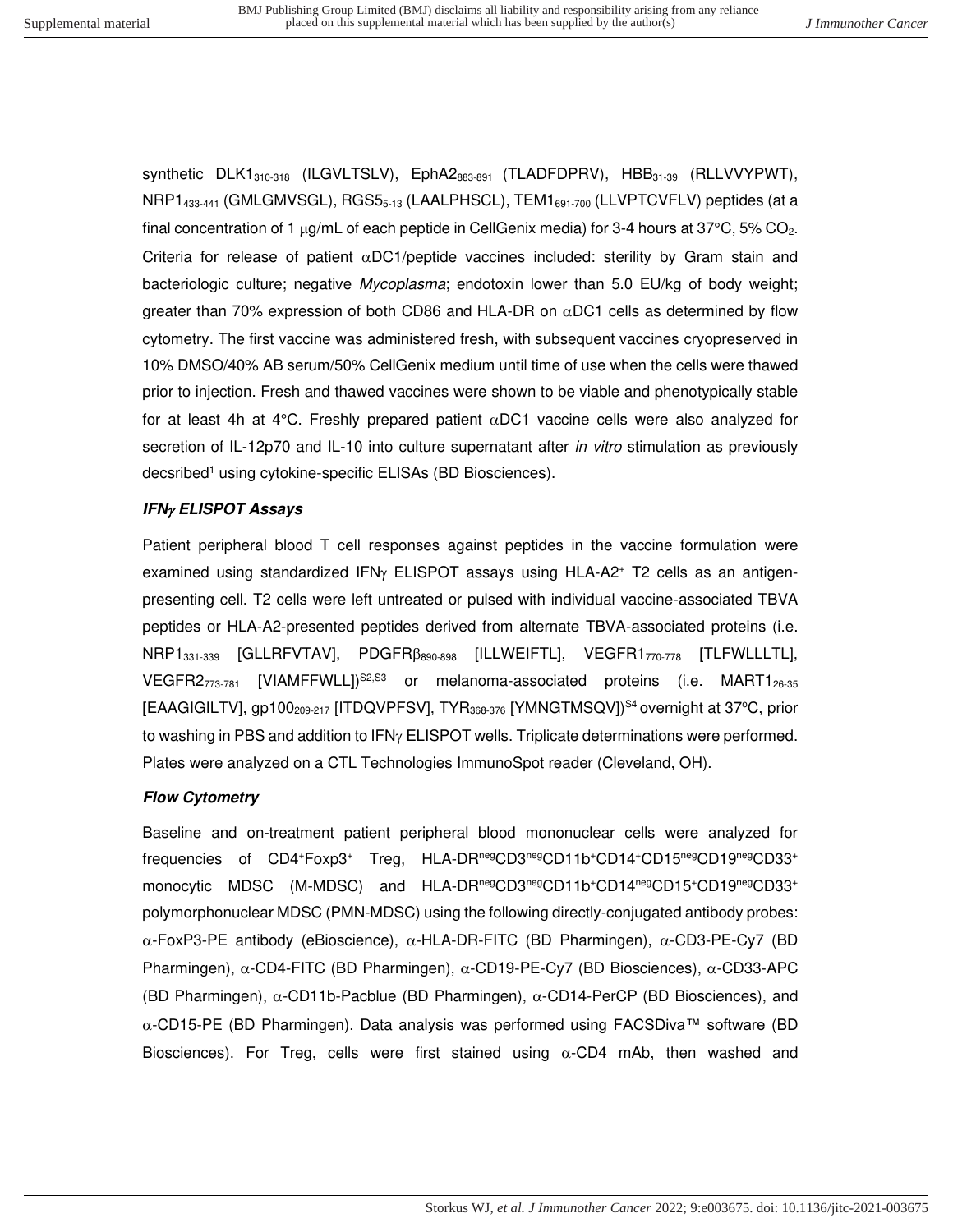synthetic $DLK1_{310\text{-}318}$ (ILGVLTSLV), $EphA2_{883\text{-}891}$ (TLADFDPRV), $HBB_{31\text{-}39}$ (RLLVVYPWT), $NRP1_{433\text{-}441}$ (GMLGMVSGL), $RGS5_{5\text{-}13}$ (LAALPHSCL), $TEM1_{691\text{-}700}$ (LLVPTCVFLV) peptides (at a final concentration of 1 μg/mL of each peptide in CellGenix media) for 3-4 hours at 37°C, 5% $CO_2$. Criteria for release of patient αDC1/peptide vaccines included: sterility by Gram stain and bacteriologic culture; negative *Mycoplasma*; endotoxin lower than 5.0 EU/kg of body weight; greater than 70% expression of both CD86 and HLA-DR on αDC1 cells as determined by flow cytometry. The first vaccine was administered fresh, with subsequent vaccines cryopreserved in 10% DMSO/40% AB serum/50% CellGenix medium until time of use when the cells were thawed prior to injection. Fresh and thawed vaccines were shown to be viable and phenotypically stable for at least 4h at 4°C. Freshly prepared patient αDC1 vaccine cells were also analyzed for secretion of IL-12p70 and IL-10 into culture supernatant after *in vitro* stimulation as previously decsribed[1] using cytokine-specific ELISAs (BD Biosciences).

### *IFNγ ELISPOT Assays*

Patient peripheral blood T cell responses against peptides in the vaccine formulation were examined using standardized IFNγ ELISPOT assays using HLA-A2⁺ T2 cells as an antigen-presenting cell. T2 cells were left untreated or pulsed with individual vaccine-associated TBVA peptides or HLA-A2-presented peptides derived from alternate TBVA-associated proteins (i.e. $NRP1_{331\text{-}339}$ [GLLRFVTAV], $PDGFR\beta_{890\text{-}898}$ [ILLWEIFTL], $VEGFR1_{770\text{-}778}$ [TLFWLLLTL], $VEGFR2_{773\text{-}781}$ [VIAMFFWLL])[S2,S3] or melanoma-associated proteins (i.e. $MART1_{26\text{-}35}$ [EAAGIGILTV], $gp100_{209\text{-}217}$ [ITDQVPFSV], $TYR_{368\text{-}376}$ [YMNGTMSQV])[S4] overnight at 37°C, prior to washing in PBS and addition to IFNγ ELISPOT wells. Triplicate determinations were performed. Plates were analyzed on a CTL Technologies ImmunoSpot reader (Cleveland, OH).

### *Flow Cytometry*

Baseline and on-treatment patient peripheral blood mononuclear cells were analyzed for frequencies of $CD4^+Foxp3^+$ Treg, $HLA\text{-}DR^{neg}CD3^{neg}CD11b^+CD14^+CD15^{neg}CD19^{neg}CD33^+$ monocytic MDSC (M-MDSC) and $HLA\text{-}DR^{neg}CD3^{neg}CD11b^+CD14^{neg}CD15^+CD19^{neg}CD33^+$ polymorphonuclear MDSC (PMN-MDSC) using the following directly-conjugated antibody probes: α-FoxP3-PE antibody (eBioscience), α-HLA-DR-FITC (BD Pharmingen), α-CD3-PE-Cy7 (BD Pharmingen), α-CD4-FITC (BD Pharmingen), α-CD19-PE-Cy7 (BD Biosciences), α-CD33-APC (BD Pharmingen), α-CD11b-Pacblue (BD Pharmingen), α-CD14-PerCP (BD Biosciences), and α-CD15-PE (BD Pharmingen). Data analysis was performed using FACSDiva™ software (BD Biosciences). For Treg, cells were first stained using α-CD4 mAb, then washed and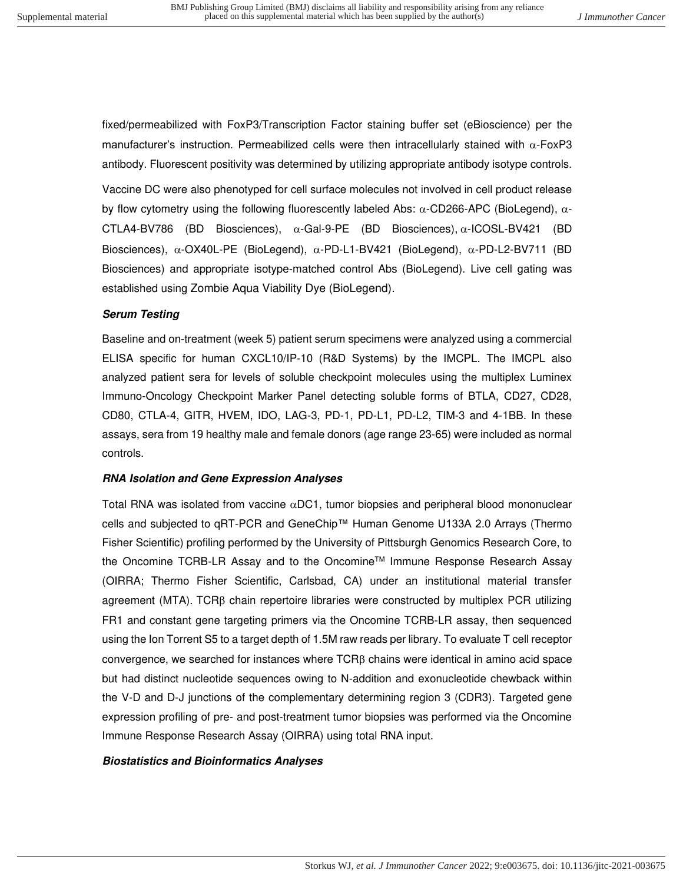fixed/permeabilized with FoxP3/Transcription Factor staining buffer set (eBioscience) per the manufacturer's instruction. Permeabilized cells were then intracellularly stained with α-FoxP3 antibody. Fluorescent positivity was determined by utilizing appropriate antibody isotype controls.

Vaccine DC were also phenotyped for cell surface molecules not involved in cell product release by flow cytometry using the following fluorescently labeled Abs: α-CD266-APC (BioLegend), α-CTLA4-BV786 (BD Biosciences), α-Gal-9-PE (BD Biosciences), α-ICOSL-BV421 (BD Biosciences), α-OX40L-PE (BioLegend), α-PD-L1-BV421 (BioLegend), α-PD-L2-BV711 (BD Biosciences) and appropriate isotype-matched control Abs (BioLegend). Live cell gating was established using Zombie Aqua Viability Dye (BioLegend).

***Serum Testing***

Baseline and on-treatment (week 5) patient serum specimens were analyzed using a commercial ELISA specific for human CXCL10/IP-10 (R&D Systems) by the IMCPL. The IMCPL also analyzed patient sera for levels of soluble checkpoint molecules using the multiplex Luminex Immuno-Oncology Checkpoint Marker Panel detecting soluble forms of BTLA, CD27, CD28, CD80, CTLA-4, GITR, HVEM, IDO, LAG-3, PD-1, PD-L1, PD-L2, TIM-3 and 4-1BB. In these assays, sera from 19 healthy male and female donors (age range 23-65) were included as normal controls.

***RNA Isolation and Gene Expression Analyses***

Total RNA was isolated from vaccine αDC1, tumor biopsies and peripheral blood mononuclear cells and subjected to qRT-PCR and GeneChip™ Human Genome U133A 2.0 Arrays (Thermo Fisher Scientific) profiling performed by the University of Pittsburgh Genomics Research Core, to the Oncomine TCRB-LR Assay and to the Oncomine™ Immune Response Research Assay (OIRRA; Thermo Fisher Scientific, Carlsbad, CA) under an institutional material transfer agreement (MTA). TCRβ chain repertoire libraries were constructed by multiplex PCR utilizing FR1 and constant gene targeting primers via the Oncomine TCRB-LR assay, then sequenced using the Ion Torrent S5 to a target depth of 1.5M raw reads per library. To evaluate T cell receptor convergence, we searched for instances where TCRβ chains were identical in amino acid space but had distinct nucleotide sequences owing to N-addition and exonucleotide chewback within the V-D and D-J junctions of the complementary determining region 3 (CDR3). Targeted gene expression profiling of pre- and post-treatment tumor biopsies was performed via the Oncomine Immune Response Research Assay (OIRRA) using total RNA input.

***Biostatistics and Bioinformatics Analyses***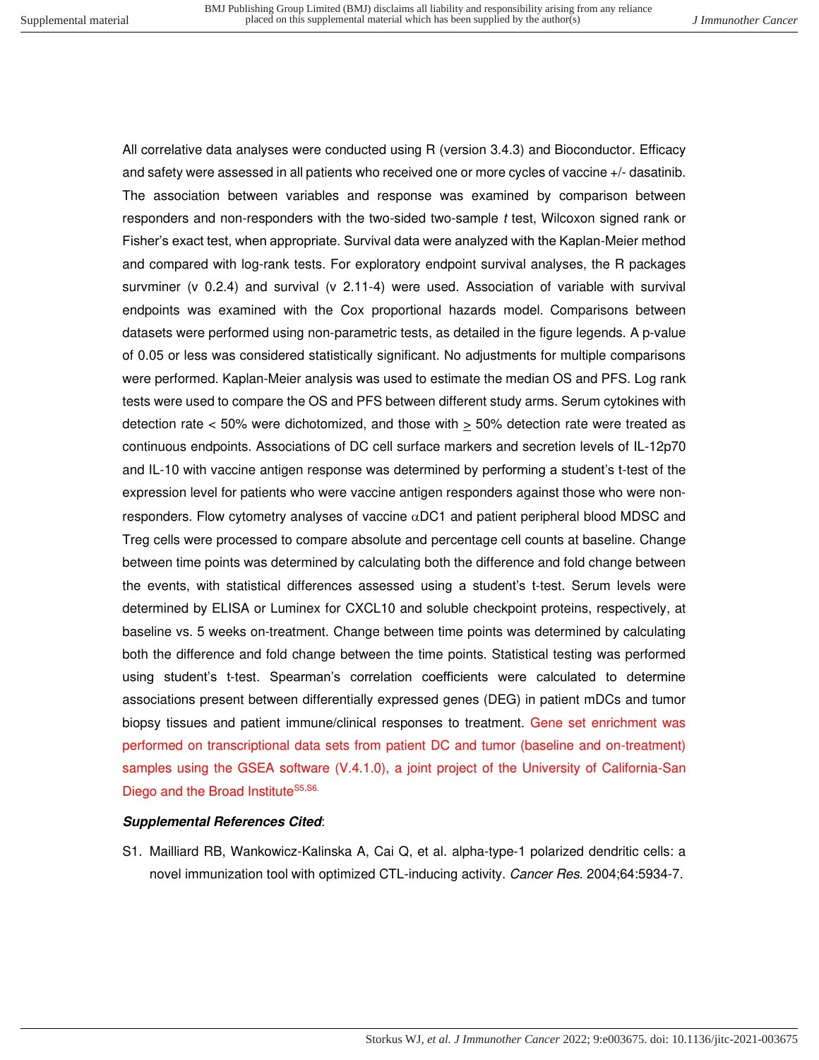All correlative data analyses were conducted using R (version 3.4.3) and Bioconductor. Efficacy and safety were assessed in all patients who received one or more cycles of vaccine +/- dasatinib. The association between variables and response was examined by comparison between responders and non-responders with the two-sided two-sample *t* test, Wilcoxon signed rank or Fisher's exact test, when appropriate. Survival data were analyzed with the Kaplan-Meier method and compared with log-rank tests. For exploratory endpoint survival analyses, the R packages survminer (v 0.2.4) and survival (v 2.11-4) were used. Association of variable with survival endpoints was examined with the Cox proportional hazards model. Comparisons between datasets were performed using non-parametric tests, as detailed in the figure legends. A p-value of 0.05 or less was considered statistically significant. No adjustments for multiple comparisons were performed. Kaplan-Meier analysis was used to estimate the median OS and PFS. Log rank tests were used to compare the OS and PFS between different study arms. Serum cytokines with detection rate < 50% were dichotomized, and those with $\geq$ 50% detection rate were treated as continuous endpoints. Associations of DC cell surface markers and secretion levels of IL-12p70 and IL-10 with vaccine antigen response was determined by performing a student's t-test of the expression level for patients who were vaccine antigen responders against those who were non-responders. Flow cytometry analyses of vaccine $\alpha$DC1 and patient peripheral blood MDSC and Treg cells were processed to compare absolute and percentage cell counts at baseline. Change between time points was determined by calculating both the difference and fold change between the events, with statistical differences assessed using a student's t-test. Serum levels were determined by ELISA or Luminex for CXCL10 and soluble checkpoint proteins, respectively, at baseline vs. 5 weeks on-treatment. Change between time points was determined by calculating both the difference and fold change between the time points. Statistical testing was performed using student's t-test. Spearman's correlation coefficients were calculated to determine associations present between differentially expressed genes (DEG) in patient mDCs and tumor biopsy tissues and patient immune/clinical responses to treatment. Gene set enrichment was performed on transcriptional data sets from patient DC and tumor (baseline and on-treatment) samples using the GSEA software (V.4.1.0), a joint project of the University of California-San Diego and the Broad Institute[S5,S6.]

***Supplemental References Cited***:

S1. Mailliard RB, Wankowicz-Kalinska A, Cai Q, et al. alpha-type-1 polarized dendritic cells: a novel immunization tool with optimized CTL-inducing activity. *Cancer Res.* 2004;64:5934-7.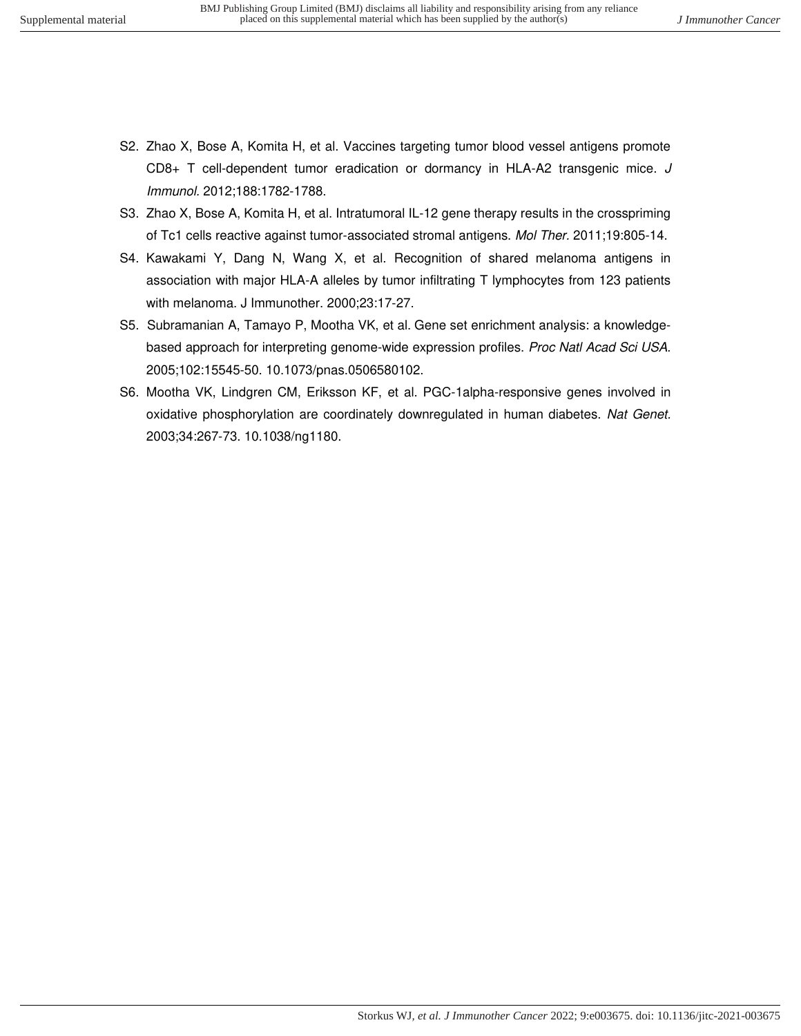S2. Zhao X, Bose A, Komita H, et al. Vaccines targeting tumor blood vessel antigens promote CD8+ T cell-dependent tumor eradication or dormancy in HLA-A2 transgenic mice. *J Immunol.* 2012;188:1782-1788.

S3. Zhao X, Bose A, Komita H, et al. Intratumoral IL-12 gene therapy results in the crosspriming of Tc1 cells reactive against tumor-associated stromal antigens. *Mol Ther.* 2011;19:805-14.

S4. Kawakami Y, Dang N, Wang X, et al. Recognition of shared melanoma antigens in association with major HLA-A alleles by tumor infiltrating T lymphocytes from 123 patients with melanoma. J Immunother. 2000;23:17-27.

S5. Subramanian A, Tamayo P, Mootha VK, et al. Gene set enrichment analysis: a knowledge-based approach for interpreting genome-wide expression profiles. *Proc Natl Acad Sci USA.* 2005;102:15545-50. 10.1073/pnas.0506580102.

S6. Mootha VK, Lindgren CM, Eriksson KF, et al. PGC-1alpha-responsive genes involved in oxidative phosphorylation are coordinately downregulated in human diabetes. *Nat Genet.* 2003;34:267-73. 10.1038/ng1180.